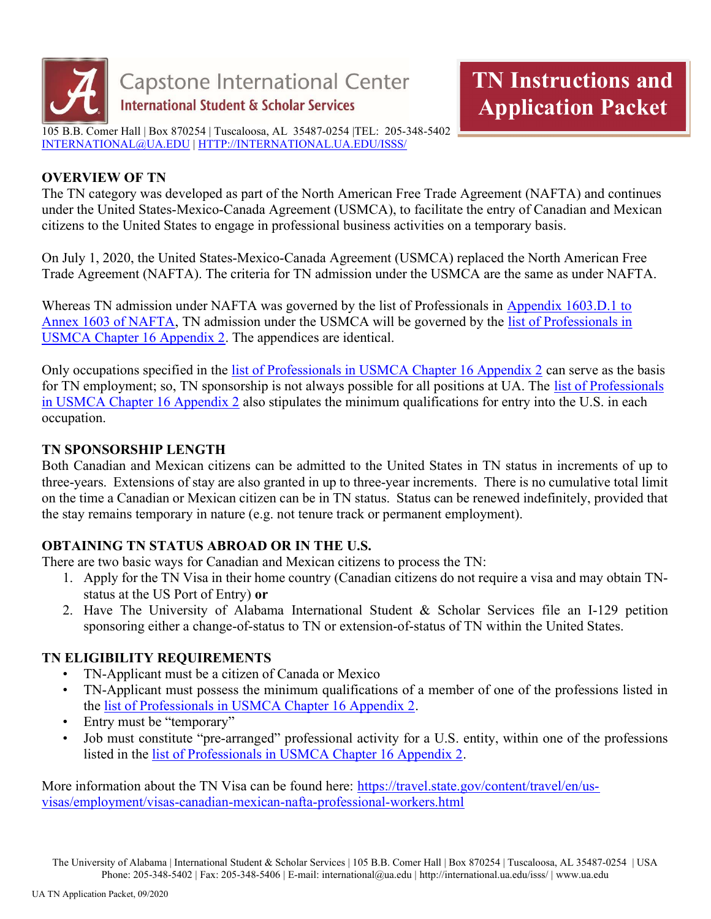Capstone International Center
International Student & Scholar Services

105 B.B. Comer Hall | Box 870254 | Tuscaloosa, AL 35487-0254 |TEL: 205-348-5402
INTERNATIONAL@UA.EDU | HTTP://INTERNATIONAL.UA.EDU/ISSS/

# TN Instructions and Application Packet

## OVERVIEW OF TN

The TN category was developed as part of the North American Free Trade Agreement (NAFTA) and continues under the United States-Mexico-Canada Agreement (USMCA), to facilitate the entry of Canadian and Mexican citizens to the United States to engage in professional business activities on a temporary basis.

On July 1, 2020, the United States-Mexico-Canada Agreement (USMCA) replaced the North American Free Trade Agreement (NAFTA). The criteria for TN admission under the USMCA are the same as under NAFTA.

Whereas TN admission under NAFTA was governed by the list of Professionals in Appendix 1603.D.1 to Annex 1603 of NAFTA, TN admission under the USMCA will be governed by the list of Professionals in USMCA Chapter 16 Appendix 2. The appendices are identical.

Only occupations specified in the list of Professionals in USMCA Chapter 16 Appendix 2 can serve as the basis for TN employment; so, TN sponsorship is not always possible for all positions at UA. The list of Professionals in USMCA Chapter 16 Appendix 2 also stipulates the minimum qualifications for entry into the U.S. in each occupation.

## TN SPONSORSHIP LENGTH

Both Canadian and Mexican citizens can be admitted to the United States in TN status in increments of up to three-years. Extensions of stay are also granted in up to three-year increments. There is no cumulative total limit on the time a Canadian or Mexican citizen can be in TN status. Status can be renewed indefinitely, provided that the stay remains temporary in nature (e.g. not tenure track or permanent employment).

## OBTAINING TN STATUS ABROAD OR IN THE U.S.

There are two basic ways for Canadian and Mexican citizens to process the TN:

1. Apply for the TN Visa in their home country (Canadian citizens do not require a visa and may obtain TN-status at the US Port of Entry) **or**
2. Have The University of Alabama International Student & Scholar Services file an I-129 petition sponsoring either a change-of-status to TN or extension-of-status of TN within the United States.

## TN ELIGIBILITY REQUIREMENTS

- TN-Applicant must be a citizen of Canada or Mexico
- TN-Applicant must possess the minimum qualifications of a member of one of the professions listed in the list of Professionals in USMCA Chapter 16 Appendix 2.
- Entry must be "temporary"
- Job must constitute "pre-arranged" professional activity for a U.S. entity, within one of the professions listed in the list of Professionals in USMCA Chapter 16 Appendix 2.

More information about the TN Visa can be found here: https://travel.state.gov/content/travel/en/us-visas/employment/visas-canadian-mexican-nafta-professional-workers.html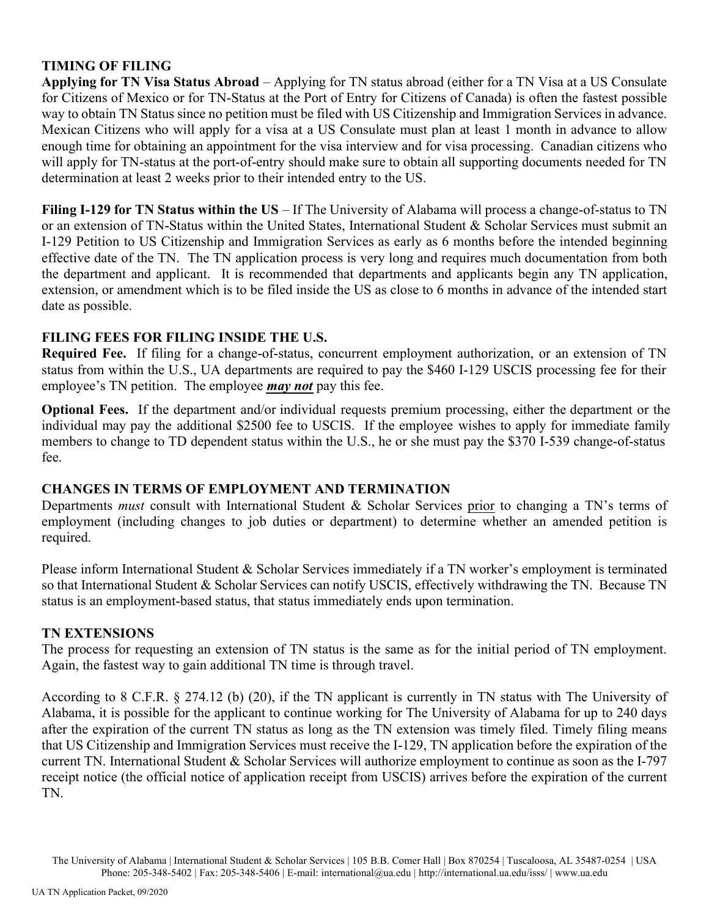## TIMING OF FILING

**Applying for TN Visa Status Abroad** – Applying for TN status abroad (either for a TN Visa at a US Consulate for Citizens of Mexico or for TN-Status at the Port of Entry for Citizens of Canada) is often the fastest possible way to obtain TN Status since no petition must be filed with US Citizenship and Immigration Services in advance. Mexican Citizens who will apply for a visa at a US Consulate must plan at least 1 month in advance to allow enough time for obtaining an appointment for the visa interview and for visa processing. Canadian citizens who will apply for TN-status at the port-of-entry should make sure to obtain all supporting documents needed for TN determination at least 2 weeks prior to their intended entry to the US.

**Filing I-129 for TN Status within the US** – If The University of Alabama will process a change-of-status to TN or an extension of TN-Status within the United States, International Student & Scholar Services must submit an I-129 Petition to US Citizenship and Immigration Services as early as 6 months before the intended beginning effective date of the TN. The TN application process is very long and requires much documentation from both the department and applicant. It is recommended that departments and applicants begin any TN application, extension, or amendment which is to be filed inside the US as close to 6 months in advance of the intended start date as possible.

## FILING FEES FOR FILING INSIDE THE U.S.

**Required Fee.** If filing for a change-of-status, concurrent employment authorization, or an extension of TN status from within the U.S., UA departments are required to pay the $460 I-129 USCIS processing fee for their employee's TN petition. The employee ***may not*** pay this fee.

**Optional Fees.** If the department and/or individual requests premium processing, either the department or the individual may pay the additional $2500 fee to USCIS. If the employee wishes to apply for immediate family members to change to TD dependent status within the U.S., he or she must pay the $370 I-539 change-of-status fee.

## CHANGES IN TERMS OF EMPLOYMENT AND TERMINATION

Departments *must* consult with International Student & Scholar Services prior to changing a TN's terms of employment (including changes to job duties or department) to determine whether an amended petition is required.

Please inform International Student & Scholar Services immediately if a TN worker's employment is terminated so that International Student & Scholar Services can notify USCIS, effectively withdrawing the TN. Because TN status is an employment-based status, that status immediately ends upon termination.

## TN EXTENSIONS

The process for requesting an extension of TN status is the same as for the initial period of TN employment. Again, the fastest way to gain additional TN time is through travel.

According to 8 C.F.R. § 274.12 (b) (20), if the TN applicant is currently in TN status with The University of Alabama, it is possible for the applicant to continue working for The University of Alabama for up to 240 days after the expiration of the current TN status as long as the TN extension was timely filed. Timely filing means that US Citizenship and Immigration Services must receive the I-129, TN application before the expiration of the current TN. International Student & Scholar Services will authorize employment to continue as soon as the I-797 receipt notice (the official notice of application receipt from USCIS) arrives before the expiration of the current TN.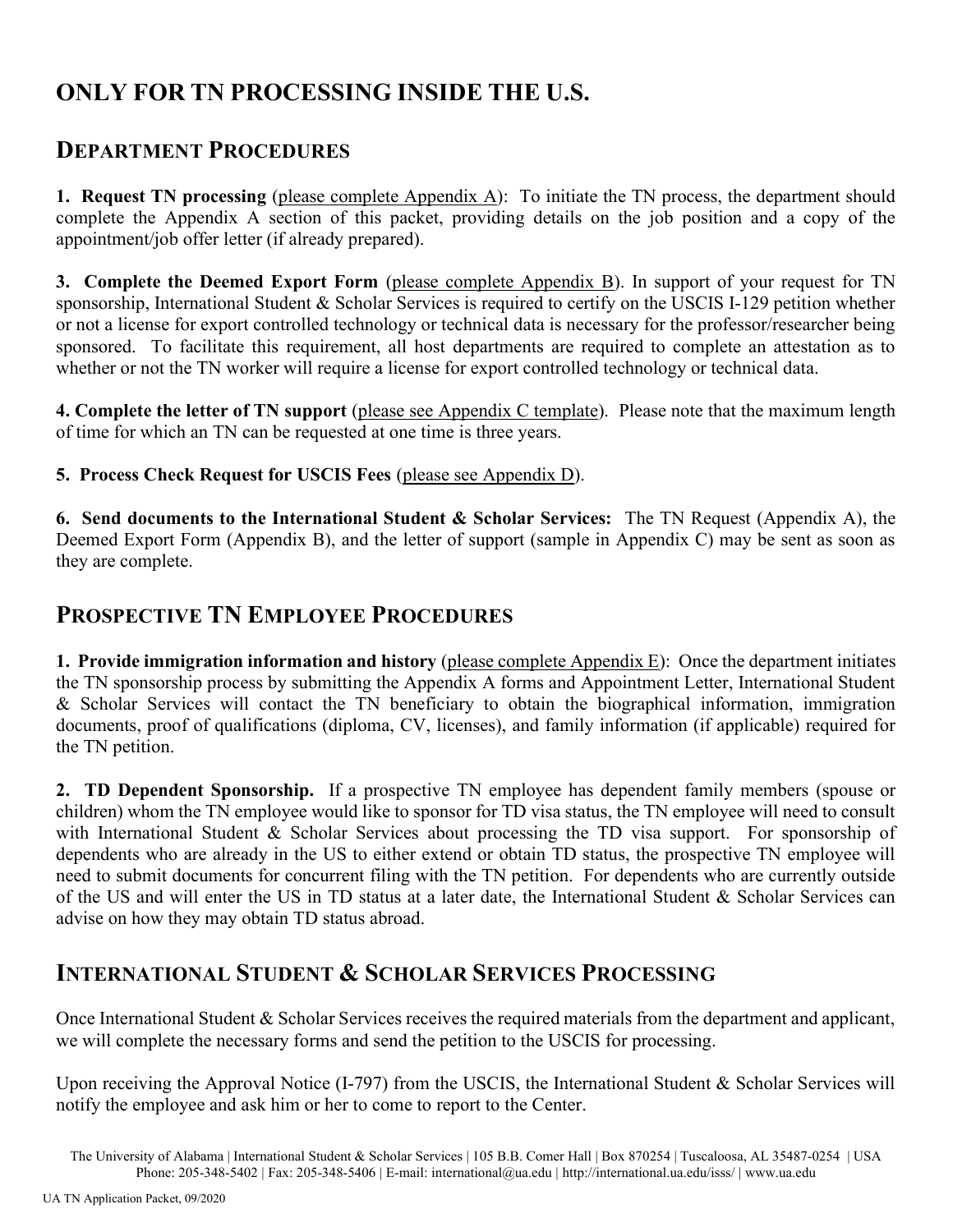# ONLY FOR TN PROCESSING INSIDE THE U.S.

## DEPARTMENT PROCEDURES

**1. Request TN processing** (please complete Appendix A): To initiate the TN process, the department should complete the Appendix A section of this packet, providing details on the job position and a copy of the appointment/job offer letter (if already prepared).

**3. Complete the Deemed Export Form** (please complete Appendix B). In support of your request for TN sponsorship, International Student & Scholar Services is required to certify on the USCIS I-129 petition whether or not a license for export controlled technology or technical data is necessary for the professor/researcher being sponsored. To facilitate this requirement, all host departments are required to complete an attestation as to whether or not the TN worker will require a license for export controlled technology or technical data.

**4. Complete the letter of TN support** (please see Appendix C template). Please note that the maximum length of time for which an TN can be requested at one time is three years.

**5. Process Check Request for USCIS Fees** (please see Appendix D).

**6. Send documents to the International Student & Scholar Services:** The TN Request (Appendix A), the Deemed Export Form (Appendix B), and the letter of support (sample in Appendix C) may be sent as soon as they are complete.

## PROSPECTIVE TN EMPLOYEE PROCEDURES

**1. Provide immigration information and history** (please complete Appendix E): Once the department initiates the TN sponsorship process by submitting the Appendix A forms and Appointment Letter, International Student & Scholar Services will contact the TN beneficiary to obtain the biographical information, immigration documents, proof of qualifications (diploma, CV, licenses), and family information (if applicable) required for the TN petition.

**2. TD Dependent Sponsorship.** If a prospective TN employee has dependent family members (spouse or children) whom the TN employee would like to sponsor for TD visa status, the TN employee will need to consult with International Student & Scholar Services about processing the TD visa support. For sponsorship of dependents who are already in the US to either extend or obtain TD status, the prospective TN employee will need to submit documents for concurrent filing with the TN petition. For dependents who are currently outside of the US and will enter the US in TD status at a later date, the International Student & Scholar Services can advise on how they may obtain TD status abroad.

## INTERNATIONAL STUDENT & SCHOLAR SERVICES PROCESSING

Once International Student & Scholar Services receives the required materials from the department and applicant, we will complete the necessary forms and send the petition to the USCIS for processing.

Upon receiving the Approval Notice (I-797) from the USCIS, the International Student & Scholar Services will notify the employee and ask him or her to come to report to the Center.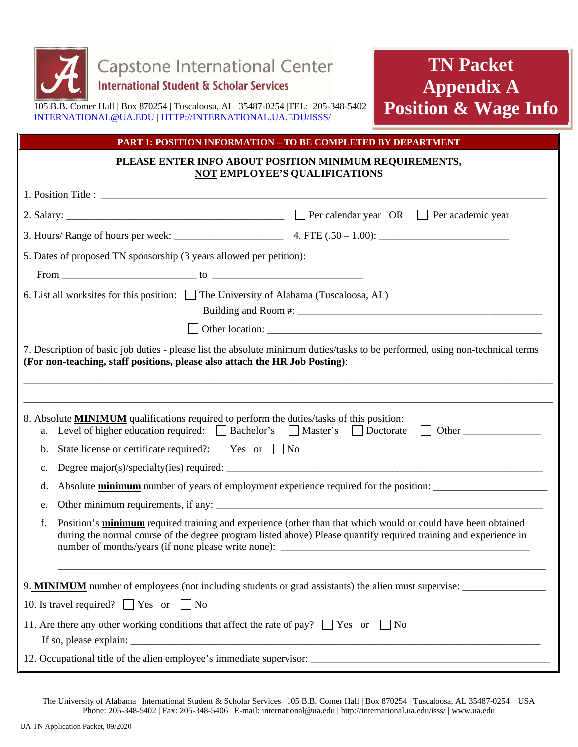Capstone International Center
International Student & Scholar Services

105 B.B. Comer Hall | Box 870254 | Tuscaloosa, AL 35487-0254 |TEL: 205-348-5402
INTERNATIONAL@UA.EDU | HTTP://INTERNATIONAL.UA.EDU/ISSS/

# TN Packet Appendix A Position & Wage Info

## PART 1: POSITION INFORMATION – TO BE COMPLETED BY DEPARTMENT

**PLEASE ENTER INFO ABOUT POSITION MINIMUM REQUIREMENTS, NOT EMPLOYEE'S QUALIFICATIONS**

1. Position Title : ______________________________________________

2. Salary: ____________________________ ☐ Per calendar year OR ☐ Per academic year

3. Hours/ Range of hours per week: ____________________ 4. FTE (.50 – 1.00): ______________________

5. Dates of proposed TN sponsorship (3 years allowed per petition):

   From ________________________ to ___________________________

6. List all worksites for this position: ☐ The University of Alabama (Tuscaloosa, AL)

   Building and Room #: _____________________________________________

   ☐ Other location: _____________________________________________

7. Description of basic job duties - please list the absolute minimum duties/tasks to be performed, using non-technical terms **(For non-teaching, staff positions, please also attach the HR Job Posting)**:

_____________________________________________________________________________

_____________________________________________________________________________

8. Absolute **MINIMUM** qualifications required to perform the duties/tasks of this position:
   a. Level of higher education required: ☐ Bachelor's ☐ Master's ☐ Doctorate ☐ Other ______________
   b. State license or certificate required?: ☐ Yes or ☐ No
   c. Degree major(s)/specialty(ies) required: _____________________________________________
   d. Absolute **minimum** number of years of employment experience required for the position: ____________________
   e. Other minimum requirements, if any: _____________________________________________
   f. Position's **minimum** required training and experience (other than that which would or could have been obtained during the normal course of the degree program listed above) Please quantify required training and experience in number of months/years (if none please write none): ________________________________________

   _____________________________________________________________________________

9. **MINIMUM** number of employees (not including students or grad assistants) the alien must supervise: _______________

10. Is travel required? ☐ Yes or ☐ No

11. Are there any other working conditions that affect the rate of pay? ☐ Yes or ☐ No
    If so, please explain: _____________________________________________

12. Occupational title of the alien employee's immediate supervisor: ________________________________________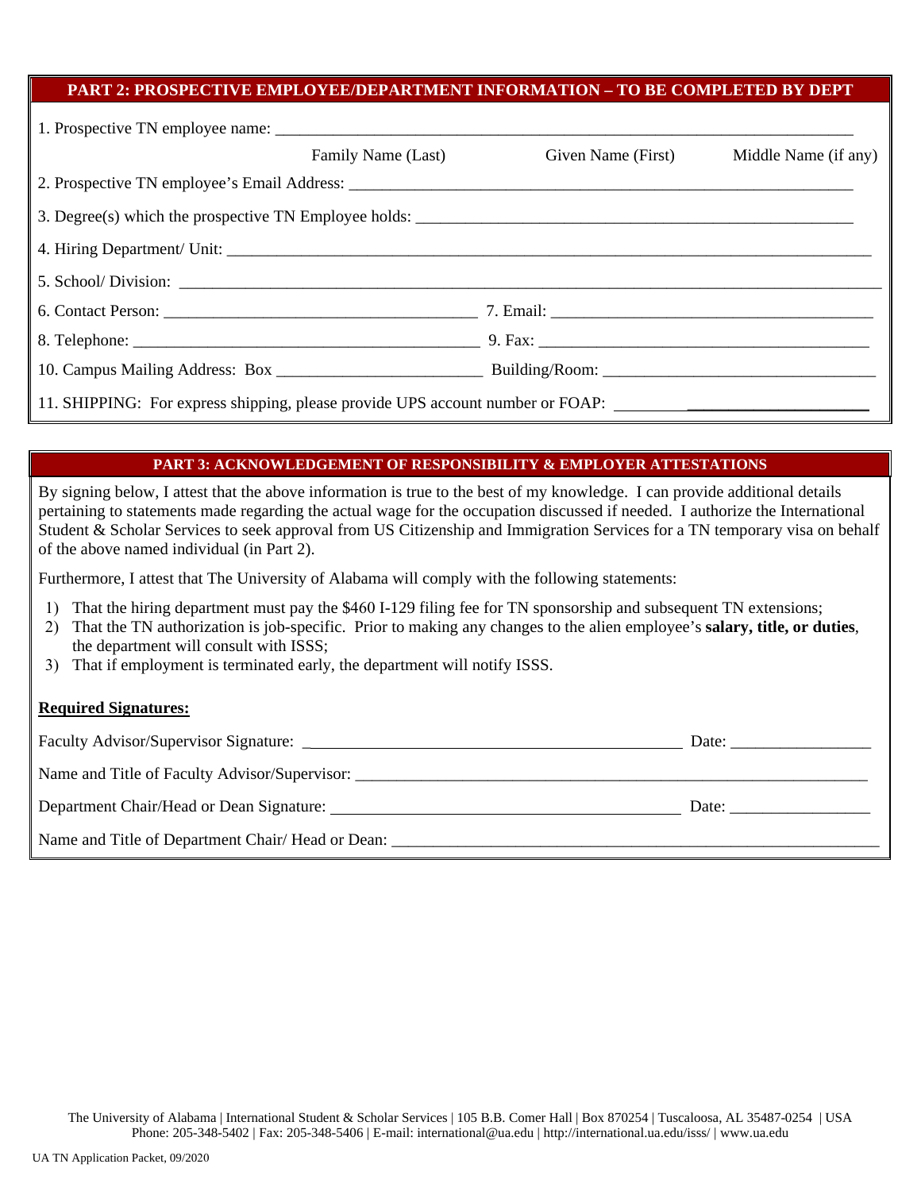## PART 2: PROSPECTIVE EMPLOYEE/DEPARTMENT INFORMATION – TO BE COMPLETED BY DEPT

1. Prospective TN employee name: ___________________________________________________________

   Family Name (Last)  Given Name (First)  Middle Name (if any)

2. Prospective TN employee's Email Address: _______________________________________________

3. Degree(s) which the prospective TN Employee holds: _______________________________________

4. Hiring Department/ Unit: ___________________________________________________________

5. School/ Division: _________________________________________________________________

6. Contact Person: _______________________________ 7. Email: _______________________________

8. Telephone: _________________________________ 9. Fax: _________________________________

10. Campus Mailing Address: Box ___________________ Building/Room: __________________________

11. SHIPPING: For express shipping, please provide UPS account number or FOAP: ____________________

## PART 3: ACKNOWLEDGEMENT OF RESPONSIBILITY & EMPLOYER ATTESTATIONS

By signing below, I attest that the above information is true to the best of my knowledge. I can provide additional details pertaining to statements made regarding the actual wage for the occupation discussed if needed. I authorize the International Student & Scholar Services to seek approval from US Citizenship and Immigration Services for a TN temporary visa on behalf of the above named individual (in Part 2).

Furthermore, I attest that The University of Alabama will comply with the following statements:

1) That the hiring department must pay the $460 I-129 filing fee for TN sponsorship and subsequent TN extensions;
2) That the TN authorization is job-specific. Prior to making any changes to the alien employee's **salary, title, or duties**, the department will consult with ISSS;
3) That if employment is terminated early, the department will notify ISSS.

**Required Signatures:**

Faculty Advisor/Supervisor Signature: ___________________________________ Date: ______________

Name and Title of Faculty Advisor/Supervisor: _________________________________________________

Department Chair/Head or Dean Signature: ________________________________ Date: ______________

Name and Title of Department Chair/ Head or Dean: ______________________________________________

The University of Alabama | International Student & Scholar Services | 105 B.B. Comer Hall | Box 870254 | Tuscaloosa, AL 35487-0254 | USA
Phone: 205-348-5402 | Fax: 205-348-5406 | E-mail: international@ua.edu | http://international.ua.edu/isss/ | www.ua.edu

UA TN Application Packet, 09/2020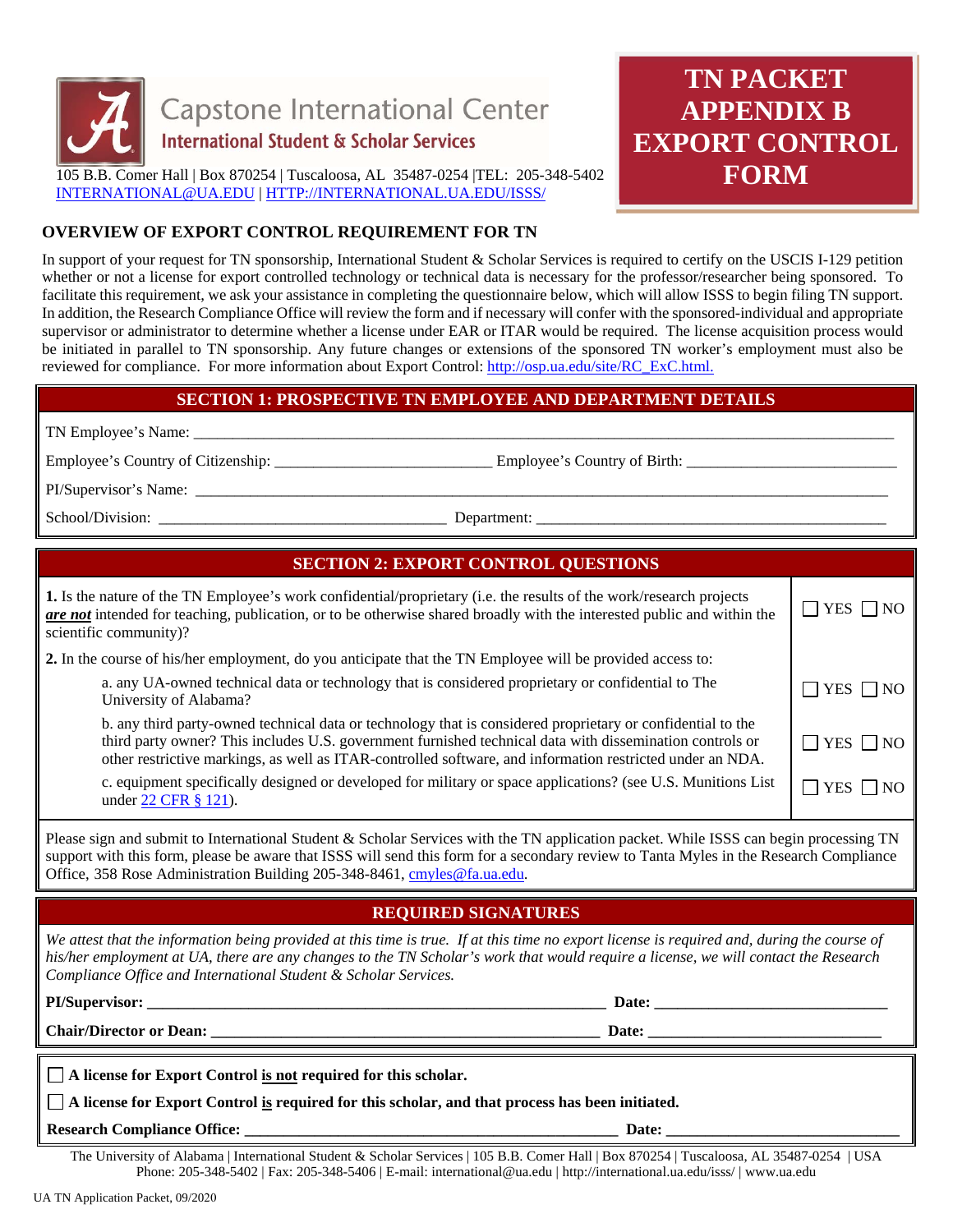Capstone International Center

International Student & Scholar Services

105 B.B. Comer Hall | Box 870254 | Tuscaloosa, AL 35487-0254 |TEL: 205-348-5402
INTERNATIONAL@UA.EDU | HTTP://INTERNATIONAL.UA.EDU/ISSS/

# TN PACKET APPENDIX B EXPORT CONTROL FORM

## OVERVIEW OF EXPORT CONTROL REQUIREMENT FOR TN

In support of your request for TN sponsorship, International Student & Scholar Services is required to certify on the USCIS I-129 petition whether or not a license for export controlled technology or technical data is necessary for the professor/researcher being sponsored. To facilitate this requirement, we ask your assistance in completing the questionnaire below, which will allow ISSS to begin filing TN support. In addition, the Research Compliance Office will review the form and if necessary will confer with the sponsored-individual and appropriate supervisor or administrator to determine whether a license under EAR or ITAR would be required. The license acquisition process would be initiated in parallel to TN sponsorship. Any future changes or extensions of the sponsored TN worker's employment must also be reviewed for compliance. For more information about Export Control: http://osp.ua.edu/site/RC_ExC.html.

## SECTION 1: PROSPECTIVE TN EMPLOYEE AND DEPARTMENT DETAILS

TN Employee's Name: ______________________________

Employee's Country of Citizenship: ______________________ Employee's Country of Birth: ______________________

PI/Supervisor's Name: ______________________________

School/Division: ______________________ Department: ______________________

## SECTION 2: EXPORT CONTROL QUESTIONS

| Question | Answer |
|---|---|
| **1.** Is the nature of the TN Employee's work confidential/proprietary (i.e. the results of the work/research projects ***are not*** intended for teaching, publication, or to be otherwise shared broadly with the interested public and within the scientific community)? | ☐ YES ☐ NO |
| **2.** In the course of his/her employment, do you anticipate that the TN Employee will be provided access to: | |
| a. any UA-owned technical data or technology that is considered proprietary or confidential to The University of Alabama? | ☐ YES ☐ NO |
| b. any third party-owned technical data or technology that is considered proprietary or confidential to the third party owner? This includes U.S. government furnished technical data with dissemination controls or other restrictive markings, as well as ITAR-controlled software, and information restricted under an NDA. | ☐ YES ☐ NO |
| c. equipment specifically designed or developed for military or space applications? (see U.S. Munitions List under 22 CFR § 121). | ☐ YES ☐ NO |

Please sign and submit to International Student & Scholar Services with the TN application packet. While ISSS can begin processing TN support with this form, please be aware that ISSS will send this form for a secondary review to Tanta Myles in the Research Compliance Office, 358 Rose Administration Building 205-348-8461, cmyles@fa.ua.edu.

## REQUIRED SIGNATURES

*We attest that the information being provided at this time is true. If at this time no export license is required and, during the course of his/her employment at UA, there are any changes to the TN Scholar's work that would require a license, we will contact the Research Compliance Office and International Student & Scholar Services.*

**PI/Supervisor:** ______________________________ **Date:** ______________________

**Chair/Director or Dean:** ______________________________ **Date:** ______________________

☐ **A license for Export Control <u>is not</u> required for this scholar.**

☐ **A license for Export Control <u>is</u> required for this scholar, and that process has been initiated.**

**Research Compliance Office:** ______________________________ **Date:** ______________________

The University of Alabama | International Student & Scholar Services | 105 B.B. Comer Hall | Box 870254 | Tuscaloosa, AL 35487-0254 | USA
Phone: 205-348-5402 | Fax: 205-348-5406 | E-mail: international@ua.edu | http://international.ua.edu/isss/ | www.ua.edu

UA TN Application Packet, 09/2020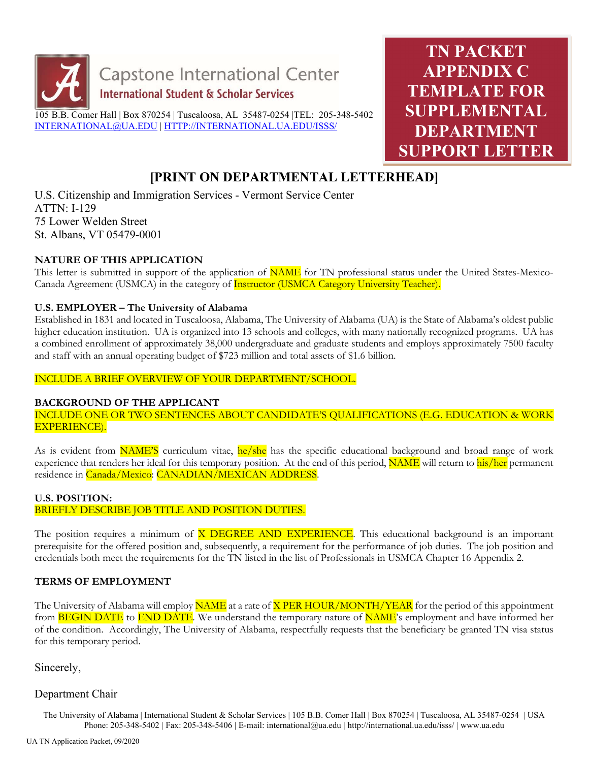Capstone International Center
**International Student & Scholar Services**

105 B.B. Comer Hall | Box 870254 | Tuscaloosa, AL 35487-0254 |TEL: 205-348-5402
INTERNATIONAL@UA.EDU | HTTP://INTERNATIONAL.UA.EDU/ISSS/

# TN PACKET APPENDIX C TEMPLATE FOR SUPPLEMENTAL DEPARTMENT SUPPORT LETTER

## [PRINT ON DEPARTMENTAL LETTERHEAD]

U.S. Citizenship and Immigration Services - Vermont Service Center
ATTN: I-129
75 Lower Welden Street
St. Albans, VT 05479-0001

**NATURE OF THIS APPLICATION**

This letter is submitted in support of the application of NAME for TN professional status under the United States-Mexico-Canada Agreement (USMCA) in the category of Instructor (USMCA Category University Teacher).

**U.S. EMPLOYER – The University of Alabama**

Established in 1831 and located in Tuscaloosa, Alabama, The University of Alabama (UA) is the State of Alabama's oldest public higher education institution. UA is organized into 13 schools and colleges, with many nationally recognized programs. UA has a combined enrollment of approximately 38,000 undergraduate and graduate students and employs approximately 7500 faculty and staff with an annual operating budget of $723 million and total assets of $1.6 billion.

INCLUDE A BRIEF OVERVIEW OF YOUR DEPARTMENT/SCHOOL.

**BACKGROUND OF THE APPLICANT**

INCLUDE ONE OR TWO SENTENCES ABOUT CANDIDATE'S QUALIFICATIONS (E.G. EDUCATION & WORK EXPERIENCE).

As is evident from NAME'S curriculum vitae, he/she has the specific educational background and broad range of work experience that renders her ideal for this temporary position. At the end of this period, NAME will return to his/her permanent residence in Canada/Mexico: CANADIAN/MEXICAN ADDRESS.

**U.S. POSITION:**

BRIEFLY DESCRIBE JOB TITLE AND POSITION DUTIES.

The position requires a minimum of X DEGREE AND EXPERIENCE. This educational background is an important prerequisite for the offered position and, subsequently, a requirement for the performance of job duties. The job position and credentials both meet the requirements for the TN listed in the list of Professionals in USMCA Chapter 16 Appendix 2.

**TERMS OF EMPLOYMENT**

The University of Alabama will employ NAME at a rate of X PER HOUR/MONTH/YEAR for the period of this appointment from BEGIN DATE to END DATE. We understand the temporary nature of NAME's employment and have informed her of the condition. Accordingly, The University of Alabama, respectfully requests that the beneficiary be granted TN visa status for this temporary period.

Sincerely,

Department Chair

The University of Alabama | International Student & Scholar Services | 105 B.B. Comer Hall | Box 870254 | Tuscaloosa, AL 35487-0254 | USA
Phone: 205-348-5402 | Fax: 205-348-5406 | E-mail: international@ua.edu | http://international.ua.edu/isss/ | www.ua.edu

UA TN Application Packet, 09/2020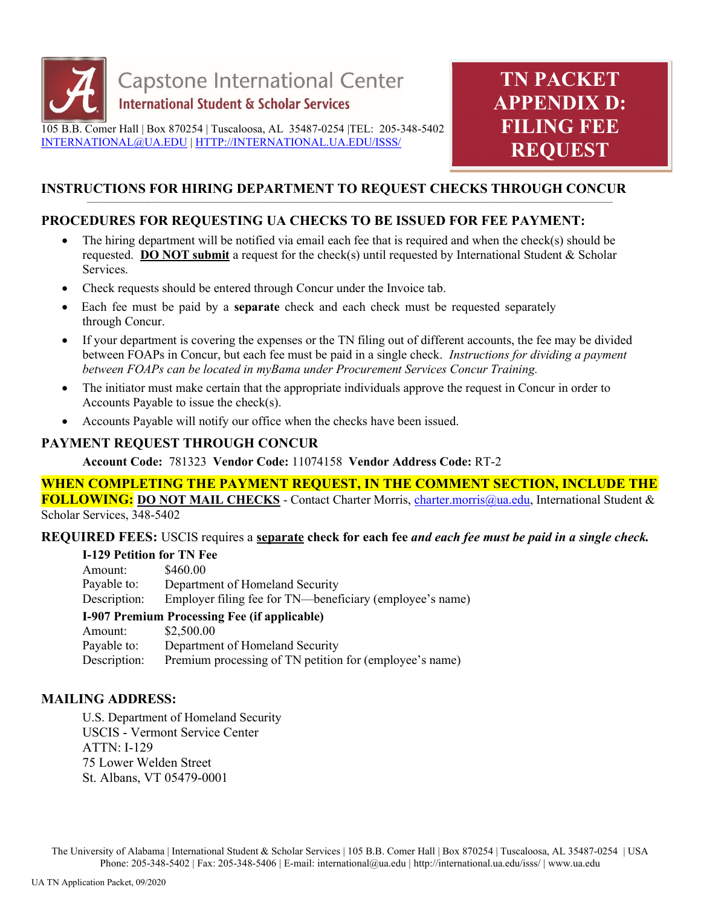Capstone International Center
International Student & Scholar Services

105 B.B. Comer Hall | Box 870254 | Tuscaloosa, AL 35487-0254 |TEL: 205-348-5402
INTERNATIONAL@UA.EDU | HTTP://INTERNATIONAL.UA.EDU/ISSS/

# TN PACKET APPENDIX D: FILING FEE REQUEST

## INSTRUCTIONS FOR HIRING DEPARTMENT TO REQUEST CHECKS THROUGH CONCUR

## PROCEDURES FOR REQUESTING UA CHECKS TO BE ISSUED FOR FEE PAYMENT:

- The hiring department will be notified via email each fee that is required and when the check(s) should be requested. **DO NOT submit** a request for the check(s) until requested by International Student & Scholar Services.
- Check requests should be entered through Concur under the Invoice tab.
- Each fee must be paid by a **separate** check and each check must be requested separately through Concur.
- If your department is covering the expenses or the TN filing out of different accounts, the fee may be divided between FOAPs in Concur, but each fee must be paid in a single check. *Instructions for dividing a payment between FOAPs can be located in myBama under Procurement Services Concur Training.*
- The initiator must make certain that the appropriate individuals approve the request in Concur in order to Accounts Payable to issue the check(s).
- Accounts Payable will notify our office when the checks have been issued.

## PAYMENT REQUEST THROUGH CONCUR

**Account Code:** 781323 **Vendor Code:** 11074158 **Vendor Address Code:** RT-2

**WHEN COMPLETING THE PAYMENT REQUEST, IN THE COMMENT SECTION, INCLUDE THE FOLLOWING:** **DO NOT MAIL CHECKS** - Contact Charter Morris, charter.morris@ua.edu, International Student & Scholar Services, 348-5402

**REQUIRED FEES:** USCIS requires a **separate check for each fee** ***and each fee must be paid in a single check.***

**I-129 Petition for TN Fee**

Amount: $460.00
Payable to: Department of Homeland Security
Description: Employer filing fee for TN—beneficiary (employee's name)

**I-907 Premium Processing Fee (if applicable)**

Amount: $2,500.00
Payable to: Department of Homeland Security
Description: Premium processing of TN petition for (employee's name)

## MAILING ADDRESS:

U.S. Department of Homeland Security
USCIS - Vermont Service Center
ATTN: I-129
75 Lower Welden Street
St. Albans, VT 05479-0001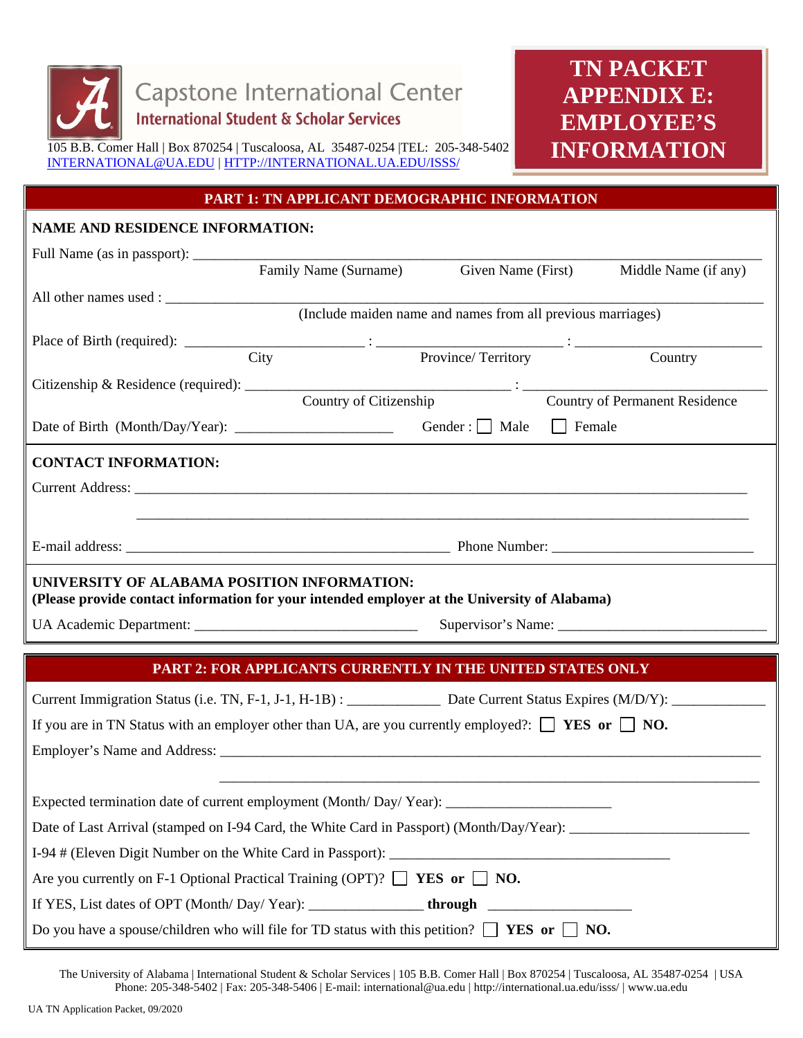Capstone International Center
International Student & Scholar Services

105 B.B. Comer Hall | Box 870254 | Tuscaloosa, AL 35487-0254 |TEL: 205-348-5402
INTERNATIONAL@UA.EDU | HTTP://INTERNATIONAL.UA.EDU/ISSS/

# TN PACKET APPENDIX E: EMPLOYEE'S INFORMATION

## PART 1: TN APPLICANT DEMOGRAPHIC INFORMATION

**NAME AND RESIDENCE INFORMATION:**

Full Name (as in passport): ______________________________________________

Family Name (Surname) Given Name (First) Middle Name (if any)

All other names used : ______________________________________________

(Include maiden name and names from all previous marriages)

Place of Birth (required): ____________ : ____________ : ____________

City Province/ Territory Country

Citizenship & Residence (required): ____________________ : ____________________

Country of Citizenship Country of Permanent Residence

Date of Birth (Month/Day/Year): ____________________ Gender : ☐ Male ☐ Female

**CONTACT INFORMATION:**

Current Address: ______________________________________________

______________________________________________

E-mail address: ____________________________ Phone Number: ____________________

**UNIVERSITY OF ALABAMA POSITION INFORMATION:**
**(Please provide contact information for your intended employer at the University of Alabama)**

UA Academic Department: ____________________ Supervisor's Name: ____________________

## PART 2: FOR APPLICANTS CURRENTLY IN THE UNITED STATES ONLY

Current Immigration Status (i.e. TN, F-1, J-1, H-1B) : ____________ Date Current Status Expires (M/D/Y): ____________

If you are in TN Status with an employer other than UA, are you currently employed?: ☐ **YES or** ☐ **NO.**

Employer's Name and Address: ______________________________________________

______________________________________________

Expected termination date of current employment (Month/ Day/ Year): ____________________

Date of Last Arrival (stamped on I-94 Card, the White Card in Passport) (Month/Day/Year): ____________________

I-94 # (Eleven Digit Number on the White Card in Passport): ____________________

Are you currently on F-1 Optional Practical Training (OPT)? ☐ **YES or** ☐ **NO.**

If YES, List dates of OPT (Month/ Day/ Year): ____________ **through** ____________

Do you have a spouse/children who will file for TD status with this petition? ☐ **YES or** ☐ **NO.**

The University of Alabama | International Student & Scholar Services | 105 B.B. Comer Hall | Box 870254 | Tuscaloosa, AL 35487-0254 | USA
Phone: 205-348-5402 | Fax: 205-348-5406 | E-mail: international@ua.edu | http://international.ua.edu/isss/ | www.ua.edu

UA TN Application Packet, 09/2020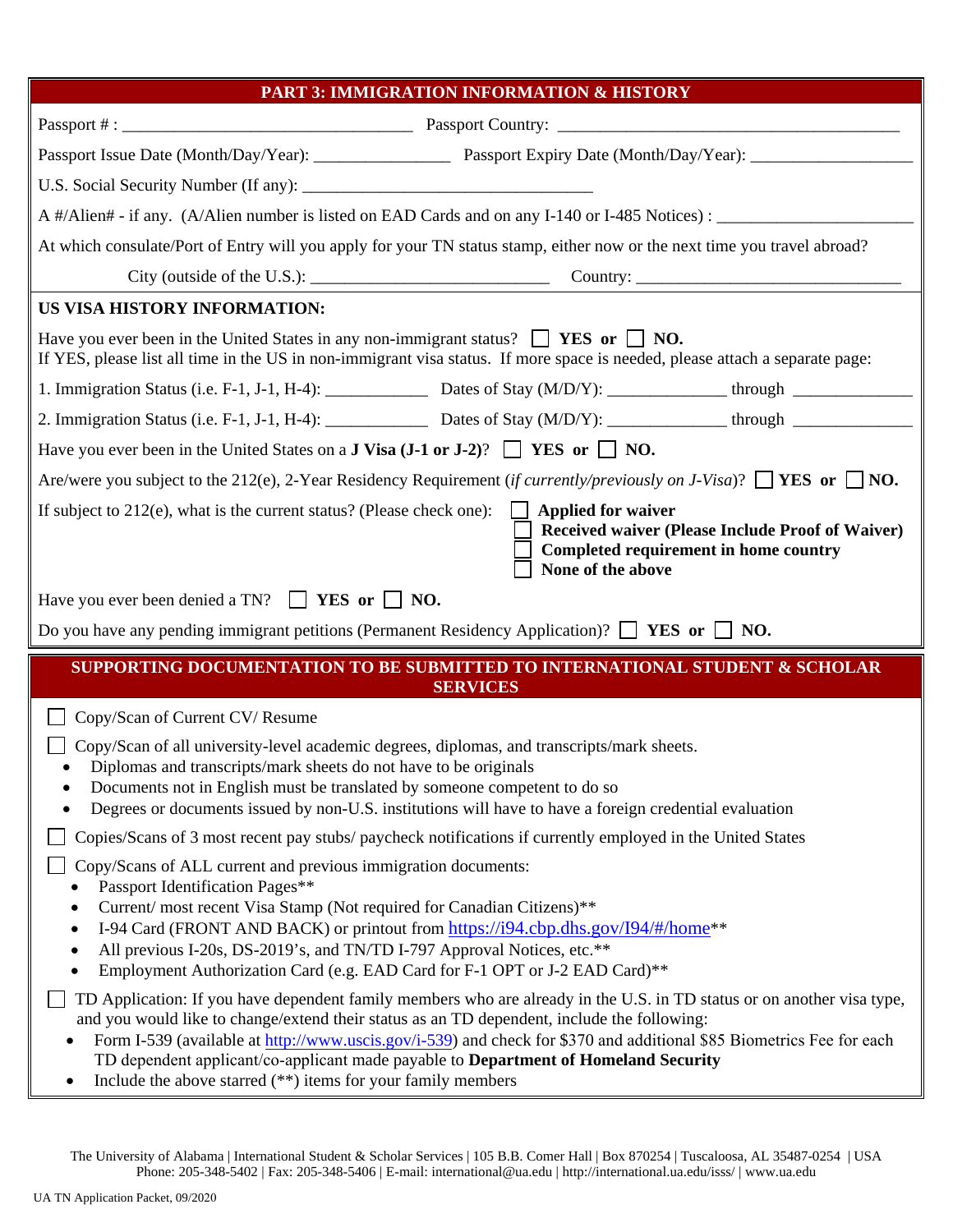## PART 3: IMMIGRATION INFORMATION & HISTORY

Passport # : ________________________________ Passport Country: ______________________________________

Passport Issue Date (Month/Day/Year): _______________ Passport Expiry Date (Month/Day/Year): __________________

U.S. Social Security Number (If any): ________________________________

A #/Alien# - if any. (A/Alien number is listed on EAD Cards and on any I-140 or I-485 Notices) : ______________________

At which consulate/Port of Entry will you apply for your TN status stamp, either now or the next time you travel abroad?

City (outside of the U.S.): __________________________ Country: ______________________________

**US VISA HISTORY INFORMATION:**

Have you ever been in the United States in any non-immigrant status? ☐ **YES or** ☐ **NO.**
If YES, please list all time in the US in non-immigrant visa status. If more space is needed, please attach a separate page:

1. Immigration Status (i.e. F-1, J-1, H-4): ___________ Dates of Stay (M/D/Y): _____________ through _____________

2. Immigration Status (i.e. F-1, J-1, H-4): ___________ Dates of Stay (M/D/Y): _____________ through _____________

Have you ever been in the United States on a **J Visa (J-1 or J-2)**? ☐ **YES or** ☐ **NO.**

Are/were you subject to the 212(e), 2-Year Residency Requirement (*if currently/previously on J-Visa*)? ☐ **YES or** ☐ **NO.**

If subject to 212(e), what is the current status? (Please check one):

☐ **Applied for waiver**
☐ **Received waiver (Please Include Proof of Waiver)**
☐ **Completed requirement in home country**
☐ **None of the above**

Have you ever been denied a TN? ☐ **YES or** ☐ **NO.**

Do you have any pending immigrant petitions (Permanent Residency Application)? ☐ **YES or** ☐ **NO.**

## SUPPORTING DOCUMENTATION TO BE SUBMITTED TO INTERNATIONAL STUDENT & SCHOLAR SERVICES

☐ Copy/Scan of Current CV/ Resume

☐ Copy/Scan of all university-level academic degrees, diplomas, and transcripts/mark sheets.

- Diplomas and transcripts/mark sheets do not have to be originals
- Documents not in English must be translated by someone competent to do so
- Degrees or documents issued by non-U.S. institutions will have to have a foreign credential evaluation

☐ Copies/Scans of 3 most recent pay stubs/ paycheck notifications if currently employed in the United States

☐ Copy/Scans of ALL current and previous immigration documents:

- Passport Identification Pages**
- Current/ most recent Visa Stamp (Not required for Canadian Citizens)**
- I-94 Card (FRONT AND BACK) or printout from https://i94.cbp.dhs.gov/I94/#/home**
- All previous I-20s, DS-2019's, and TN/TD I-797 Approval Notices, etc.**
- Employment Authorization Card (e.g. EAD Card for F-1 OPT or J-2 EAD Card)**

☐ TD Application: If you have dependent family members who are already in the U.S. in TD status or on another visa type, and you would like to change/extend their status as an TD dependent, include the following:

- Form I-539 (available at http://www.uscis.gov/i-539) and check for $370 and additional $85 Biometrics Fee for each TD dependent applicant/co-applicant made payable to **Department of Homeland Security**
- Include the above starred (**) items for your family members

The University of Alabama | International Student & Scholar Services | 105 B.B. Comer Hall | Box 870254 | Tuscaloosa, AL 35487-0254 | USA
Phone: 205-348-5402 | Fax: 205-348-5406 | E-mail: international@ua.edu | http://international.ua.edu/isss/ | www.ua.edu

UA TN Application Packet, 09/2020